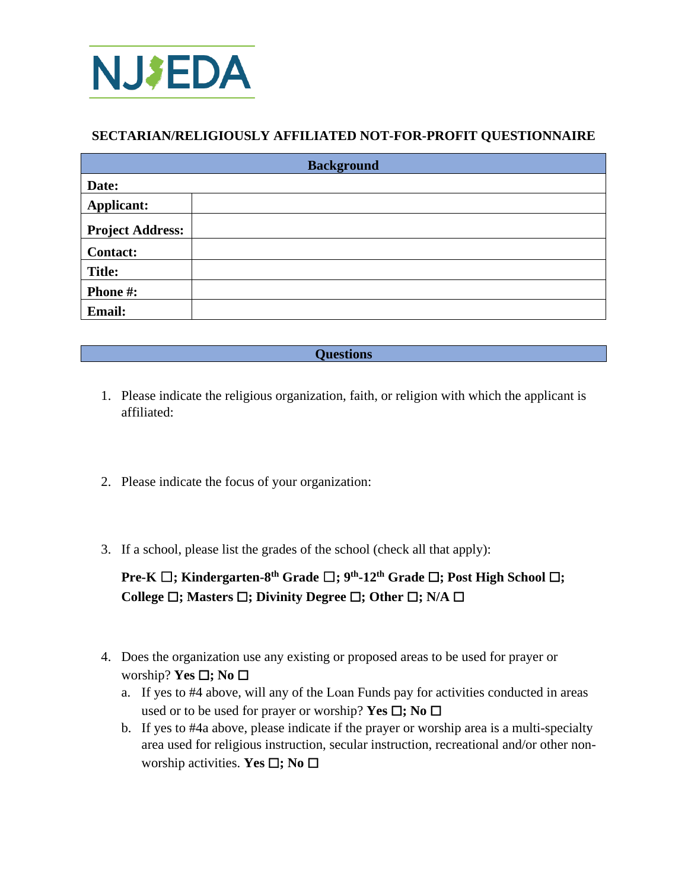NJEDA

## SECTARIAN/RELIGIOUSLY AFFILIATED NOT-FOR-PROFIT QUESTIONNAIRE

| Background | |
|---|---|
| **Date:** | |
| **Applicant:** | |
| **Project Address:** | |
| **Contact:** | |
| **Title:** | |
| **Phone #:** | |
| **Email:** | |

| Questions |
|---|

1. Please indicate the religious organization, faith, or religion with which the applicant is affiliated:

2. Please indicate the focus of your organization:

3. If a school, please list the grades of the school (check all that apply):

   **Pre-K ☐; Kindergarten-8th Grade ☐; 9th-12th Grade ☐; Post High School ☐; College ☐; Masters ☐; Divinity Degree ☐; Other ☐; N/A ☐**

4. Does the organization use any existing or proposed areas to be used for prayer or worship? **Yes ☐; No ☐**
   a. If yes to #4 above, will any of the Loan Funds pay for activities conducted in areas used or to be used for prayer or worship? **Yes ☐; No ☐**
   b. If yes to #4a above, please indicate if the prayer or worship area is a multi-specialty area used for religious instruction, secular instruction, recreational and/or other non-worship activities. **Yes ☐; No ☐**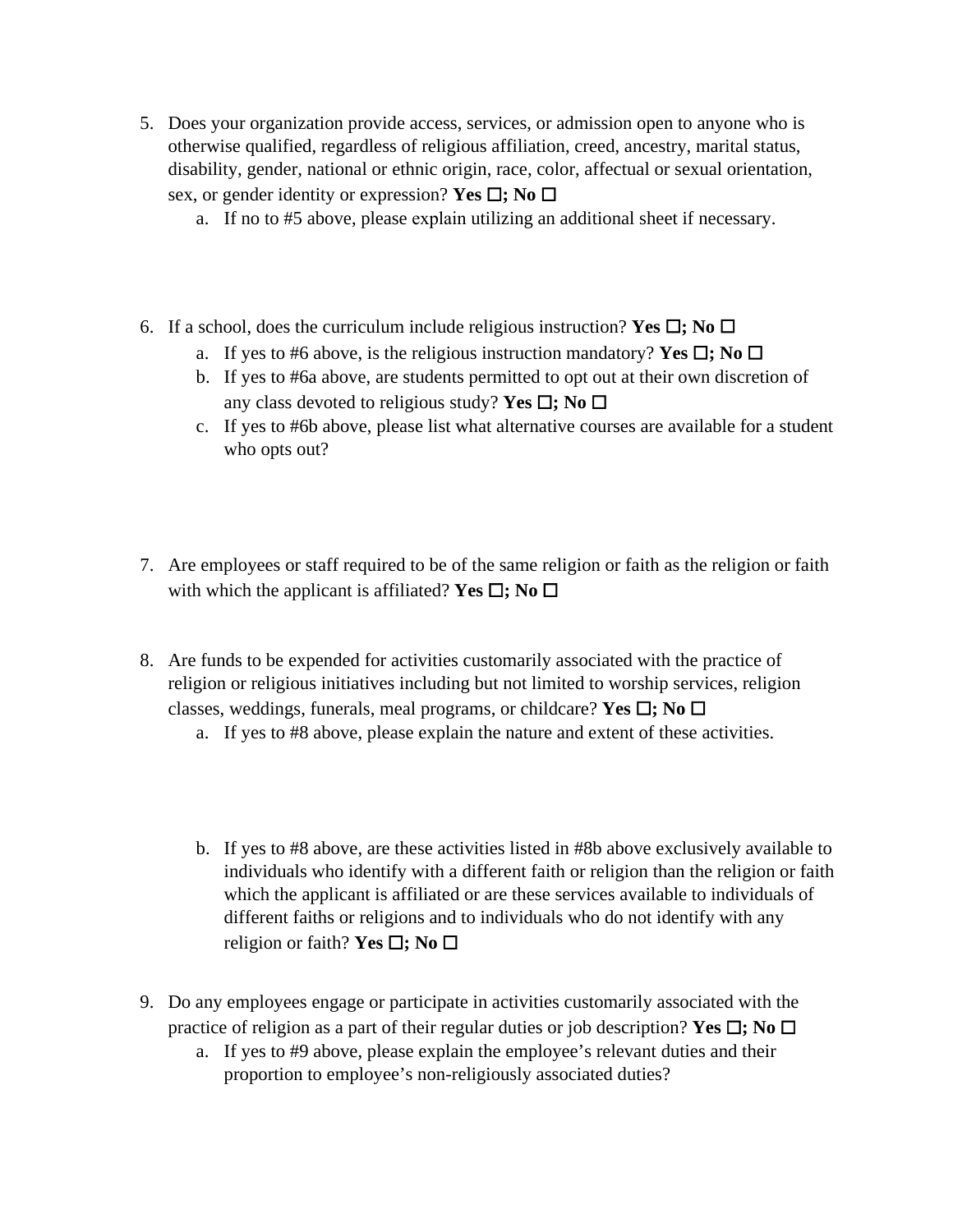5. Does your organization provide access, services, or admission open to anyone who is otherwise qualified, regardless of religious affiliation, creed, ancestry, marital status, disability, gender, national or ethnic origin, race, color, affectual or sexual orientation, sex, or gender identity or expression? **Yes ☐; No ☐**
   a. If no to #5 above, please explain utilizing an additional sheet if necessary.

6. If a school, does the curriculum include religious instruction? **Yes ☐; No ☐**
   a. If yes to #6 above, is the religious instruction mandatory? **Yes ☐; No ☐**
   b. If yes to #6a above, are students permitted to opt out at their own discretion of any class devoted to religious study? **Yes ☐; No ☐**
   c. If yes to #6b above, please list what alternative courses are available for a student who opts out?

7. Are employees or staff required to be of the same religion or faith as the religion or faith with which the applicant is affiliated? **Yes ☐; No ☐**

8. Are funds to be expended for activities customarily associated with the practice of religion or religious initiatives including but not limited to worship services, religion classes, weddings, funerals, meal programs, or childcare? **Yes ☐; No ☐**
   a. If yes to #8 above, please explain the nature and extent of these activities.

   b. If yes to #8 above, are these activities listed in #8b above exclusively available to individuals who identify with a different faith or religion than the religion or faith which the applicant is affiliated or are these services available to individuals of different faiths or religions and to individuals who do not identify with any religion or faith? **Yes ☐; No ☐**

9. Do any employees engage or participate in activities customarily associated with the practice of religion as a part of their regular duties or job description? **Yes ☐; No ☐**
   a. If yes to #9 above, please explain the employee's relevant duties and their proportion to employee's non-religiously associated duties?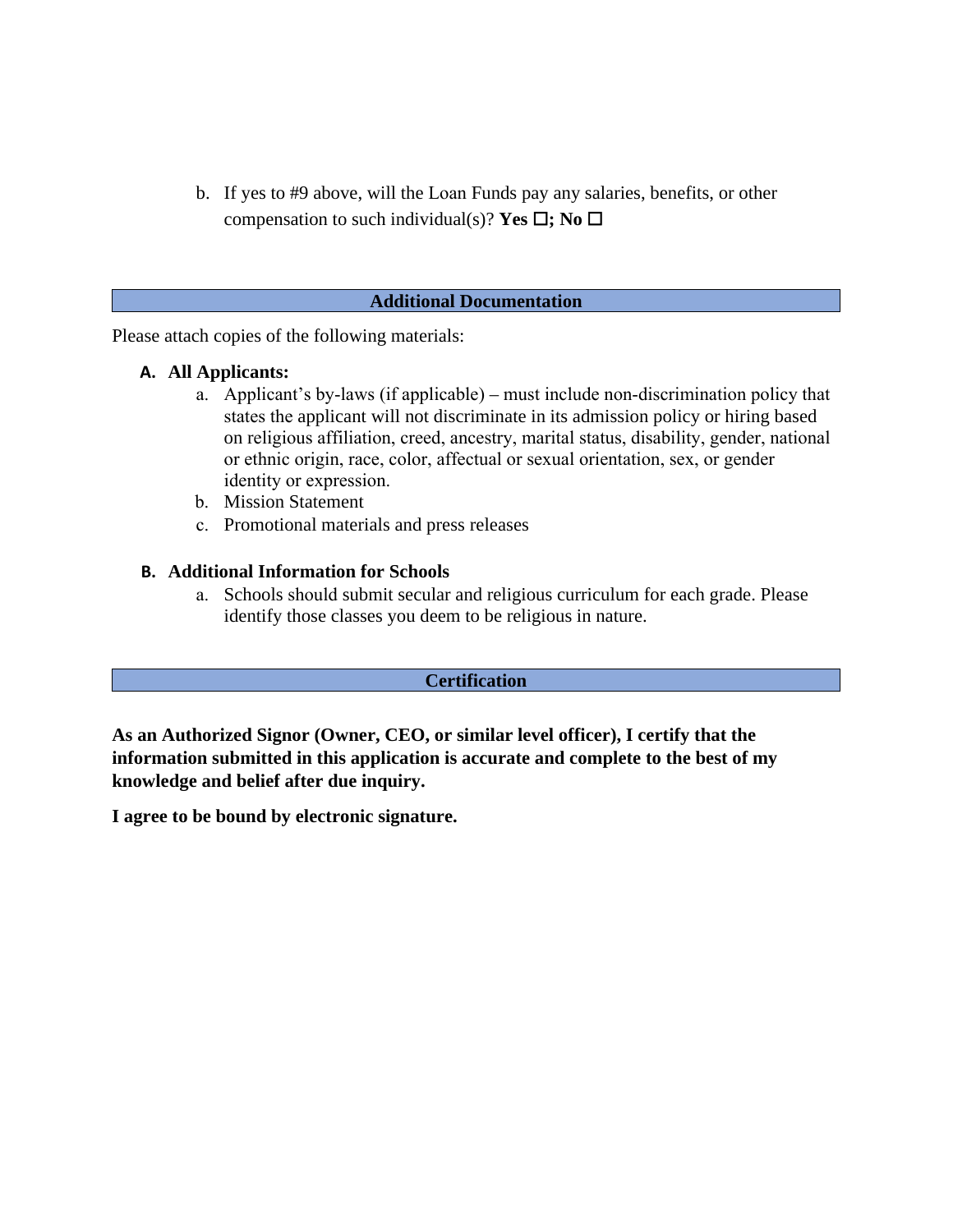b. If yes to #9 above, will the Loan Funds pay any salaries, benefits, or other compensation to such individual(s)? **Yes ☐; No ☐**

## Additional Documentation

Please attach copies of the following materials:

**A. All Applicants:**

a. Applicant's by-laws (if applicable) – must include non-discrimination policy that states the applicant will not discriminate in its admission policy or hiring based on religious affiliation, creed, ancestry, marital status, disability, gender, national or ethnic origin, race, color, affectual or sexual orientation, sex, or gender identity or expression.

b. Mission Statement

c. Promotional materials and press releases

**B. Additional Information for Schools**

a. Schools should submit secular and religious curriculum for each grade. Please identify those classes you deem to be religious in nature.

## Certification

**As an Authorized Signor (Owner, CEO, or similar level officer), I certify that the information submitted in this application is accurate and complete to the best of my knowledge and belief after due inquiry.**

**I agree to be bound by electronic signature.**